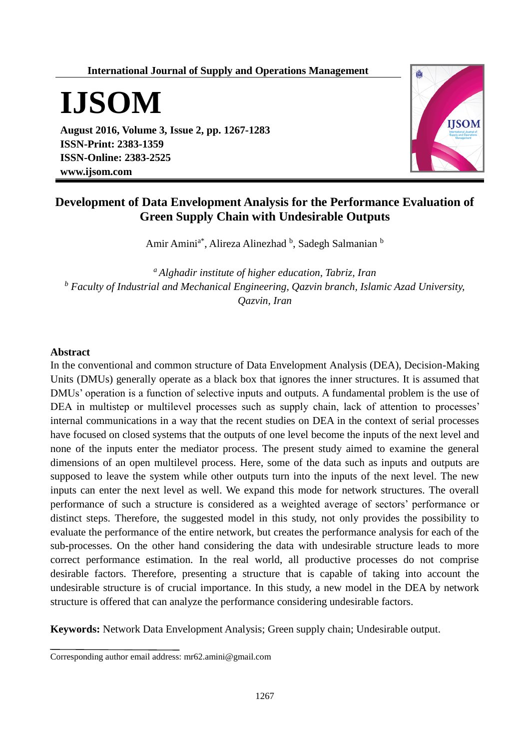International Journal of Supply and Operations Management

# IJSOM

**August 2016, Volume 3, Issue 2, pp. 1267-1283**
**ISSN-Print: 2383-1359**
**ISSN-Online: 2383-2525**
**www.ijsom.com**

## Development of Data Envelopment Analysis for the Performance Evaluation of Green Supply Chain with Undesirable Outputs

Amir Amini[a*], Alireza Alinezhad [b], Sadegh Salmanian [b]

[a] *Alghadir institute of higher education, Tabriz, Iran*
[b] *Faculty of Industrial and Mechanical Engineering, Qazvin branch, Islamic Azad University, Qazvin, Iran*

### Abstract

In the conventional and common structure of Data Envelopment Analysis (DEA), Decision-Making Units (DMUs) generally operate as a black box that ignores the inner structures. It is assumed that DMUs' operation is a function of selective inputs and outputs. A fundamental problem is the use of DEA in multistep or multilevel processes such as supply chain, lack of attention to processes' internal communications in a way that the recent studies on DEA in the context of serial processes have focused on closed systems that the outputs of one level become the inputs of the next level and none of the inputs enter the mediator process. The present study aimed to examine the general dimensions of an open multilevel process. Here, some of the data such as inputs and outputs are supposed to leave the system while other outputs turn into the inputs of the next level. The new inputs can enter the next level as well. We expand this mode for network structures. The overall performance of such a structure is considered as a weighted average of sectors' performance or distinct steps. Therefore, the suggested model in this study, not only provides the possibility to evaluate the performance of the entire network, but creates the performance analysis for each of the sub-processes. On the other hand considering the data with undesirable structure leads to more correct performance estimation. In the real world, all productive processes do not comprise desirable factors. Therefore, presenting a structure that is capable of taking into account the undesirable structure is of crucial importance. In this study, a new model in the DEA by network structure is offered that can analyze the performance considering undesirable factors.

**Keywords:** Network Data Envelopment Analysis; Green supply chain; Undesirable output.

---

Corresponding author email address: mr62.amini@gmail.com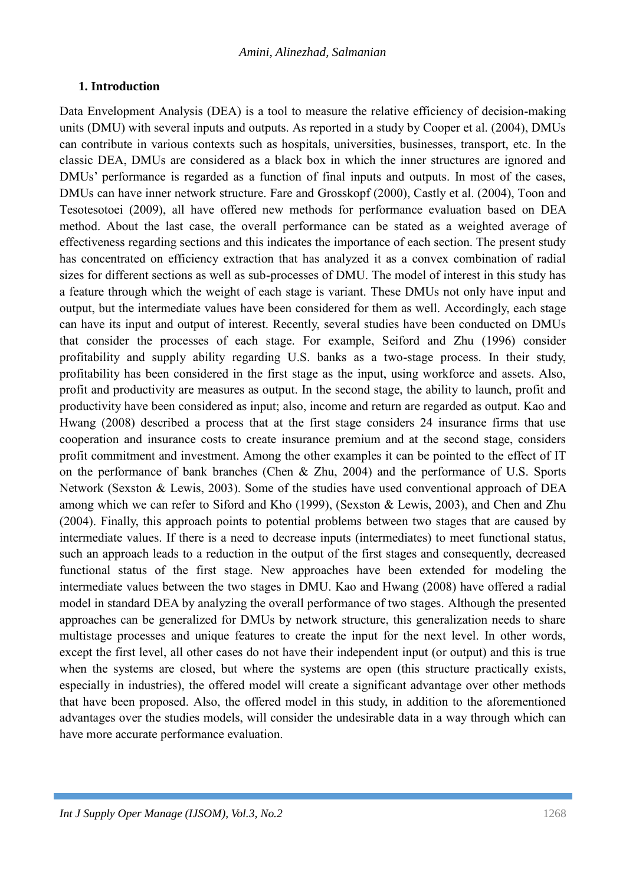## 1. Introduction

Data Envelopment Analysis (DEA) is a tool to measure the relative efficiency of decision-making units (DMU) with several inputs and outputs. As reported in a study by Cooper et al. (2004), DMUs can contribute in various contexts such as hospitals, universities, businesses, transport, etc. In the classic DEA, DMUs are considered as a black box in which the inner structures are ignored and DMUs' performance is regarded as a function of final inputs and outputs. In most of the cases, DMUs can have inner network structure. Fare and Grosskopf (2000), Castly et al. (2004), Toon and Tesotesotoei (2009), all have offered new methods for performance evaluation based on DEA method. About the last case, the overall performance can be stated as a weighted average of effectiveness regarding sections and this indicates the importance of each section. The present study has concentrated on efficiency extraction that has analyzed it as a convex combination of radial sizes for different sections as well as sub-processes of DMU. The model of interest in this study has a feature through which the weight of each stage is variant. These DMUs not only have input and output, but the intermediate values have been considered for them as well. Accordingly, each stage can have its input and output of interest. Recently, several studies have been conducted on DMUs that consider the processes of each stage. For example, Seiford and Zhu (1996) consider profitability and supply ability regarding U.S. banks as a two-stage process. In their study, profitability has been considered in the first stage as the input, using workforce and assets. Also, profit and productivity are measures as output. In the second stage, the ability to launch, profit and productivity have been considered as input; also, income and return are regarded as output. Kao and Hwang (2008) described a process that at the first stage considers 24 insurance firms that use cooperation and insurance costs to create insurance premium and at the second stage, considers profit commitment and investment. Among the other examples it can be pointed to the effect of IT on the performance of bank branches (Chen & Zhu, 2004) and the performance of U.S. Sports Network (Sexston & Lewis, 2003). Some of the studies have used conventional approach of DEA among which we can refer to Siford and Kho (1999), (Sexston & Lewis, 2003), and Chen and Zhu (2004). Finally, this approach points to potential problems between two stages that are caused by intermediate values. If there is a need to decrease inputs (intermediates) to meet functional status, such an approach leads to a reduction in the output of the first stages and consequently, decreased functional status of the first stage. New approaches have been extended for modeling the intermediate values between the two stages in DMU. Kao and Hwang (2008) have offered a radial model in standard DEA by analyzing the overall performance of two stages. Although the presented approaches can be generalized for DMUs by network structure, this generalization needs to share multistage processes and unique features to create the input for the next level. In other words, except the first level, all other cases do not have their independent input (or output) and this is true when the systems are closed, but where the systems are open (this structure practically exists, especially in industries), the offered model will create a significant advantage over other methods that have been proposed. Also, the offered model in this study, in addition to the aforementioned advantages over the studies models, will consider the undesirable data in a way through which can have more accurate performance evaluation.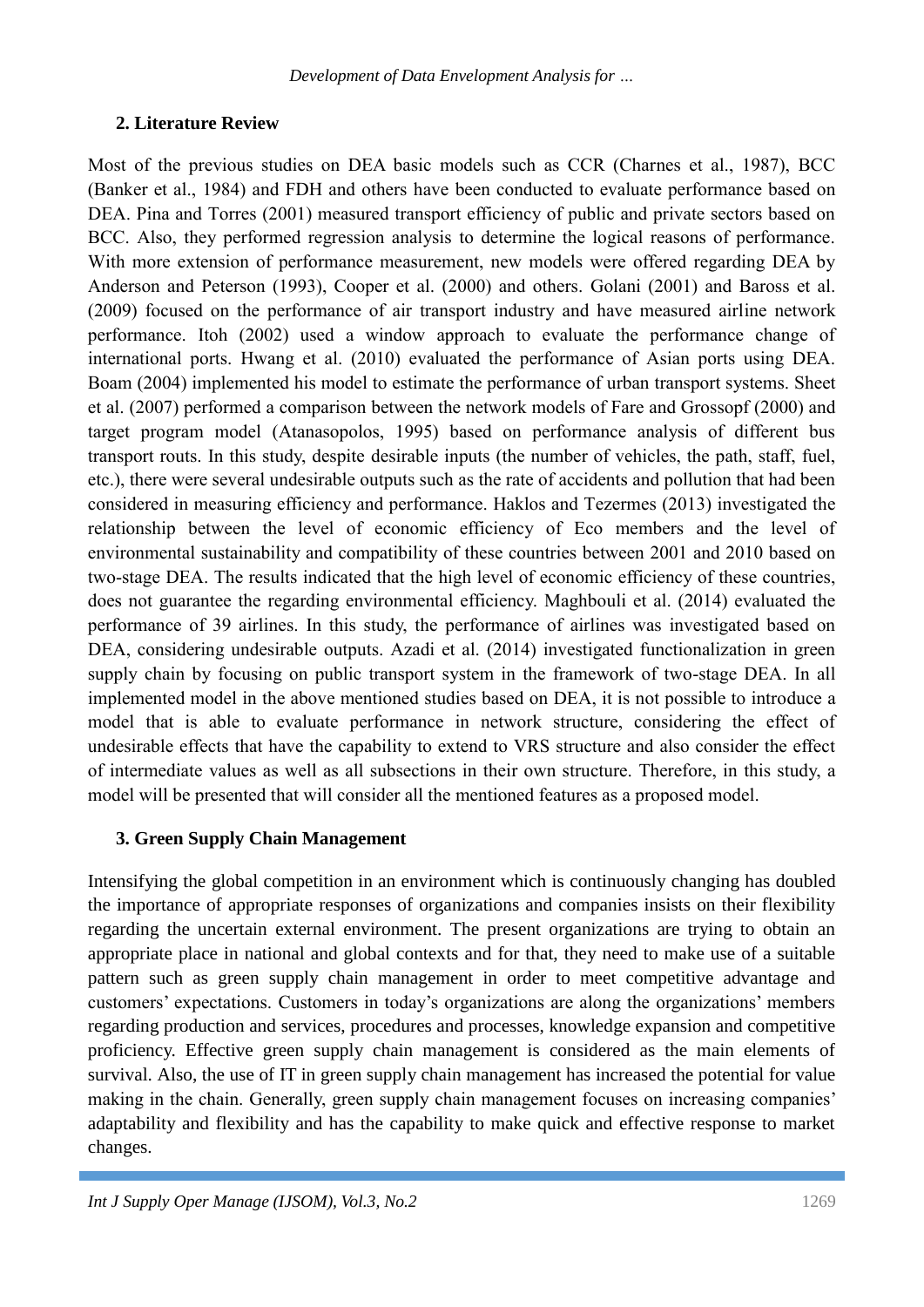## 2. Literature Review

Most of the previous studies on DEA basic models such as CCR (Charnes et al., 1987), BCC (Banker et al., 1984) and FDH and others have been conducted to evaluate performance based on DEA. Pina and Torres (2001) measured transport efficiency of public and private sectors based on BCC. Also, they performed regression analysis to determine the logical reasons of performance. With more extension of performance measurement, new models were offered regarding DEA by Anderson and Peterson (1993), Cooper et al. (2000) and others. Golani (2001) and Baross et al. (2009) focused on the performance of air transport industry and have measured airline network performance. Itoh (2002) used a window approach to evaluate the performance change of international ports. Hwang et al. (2010) evaluated the performance of Asian ports using DEA. Boam (2004) implemented his model to estimate the performance of urban transport systems. Sheet et al. (2007) performed a comparison between the network models of Fare and Grossopf (2000) and target program model (Atanasopolos, 1995) based on performance analysis of different bus transport routs. In this study, despite desirable inputs (the number of vehicles, the path, staff, fuel, etc.), there were several undesirable outputs such as the rate of accidents and pollution that had been considered in measuring efficiency and performance. Haklos and Tezermes (2013) investigated the relationship between the level of economic efficiency of Eco members and the level of environmental sustainability and compatibility of these countries between 2001 and 2010 based on two-stage DEA. The results indicated that the high level of economic efficiency of these countries, does not guarantee the regarding environmental efficiency. Maghbouli et al. (2014) evaluated the performance of 39 airlines. In this study, the performance of airlines was investigated based on DEA, considering undesirable outputs. Azadi et al. (2014) investigated functionalization in green supply chain by focusing on public transport system in the framework of two-stage DEA. In all implemented model in the above mentioned studies based on DEA, it is not possible to introduce a model that is able to evaluate performance in network structure, considering the effect of undesirable effects that have the capability to extend to VRS structure and also consider the effect of intermediate values as well as all subsections in their own structure. Therefore, in this study, a model will be presented that will consider all the mentioned features as a proposed model.

## 3. Green Supply Chain Management

Intensifying the global competition in an environment which is continuously changing has doubled the importance of appropriate responses of organizations and companies insists on their flexibility regarding the uncertain external environment. The present organizations are trying to obtain an appropriate place in national and global contexts and for that, they need to make use of a suitable pattern such as green supply chain management in order to meet competitive advantage and customers' expectations. Customers in today's organizations are along the organizations' members regarding production and services, procedures and processes, knowledge expansion and competitive proficiency. Effective green supply chain management is considered as the main elements of survival. Also, the use of IT in green supply chain management has increased the potential for value making in the chain. Generally, green supply chain management focuses on increasing companies' adaptability and flexibility and has the capability to make quick and effective response to market changes.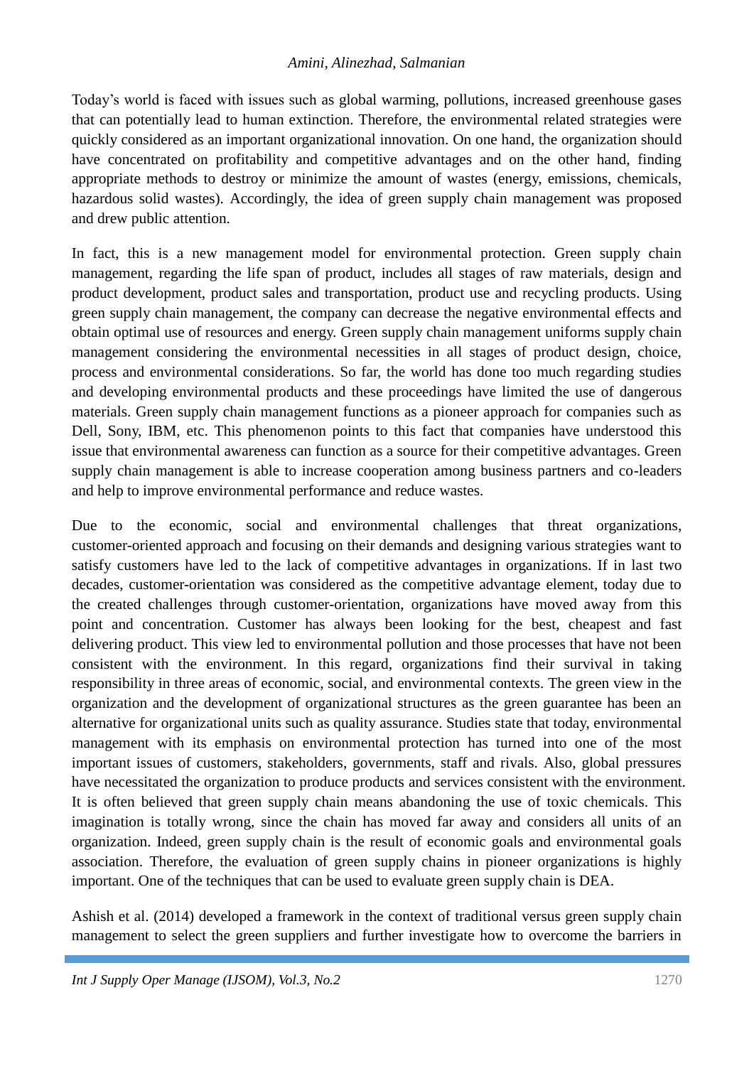Today's world is faced with issues such as global warming, pollutions, increased greenhouse gases that can potentially lead to human extinction. Therefore, the environmental related strategies were quickly considered as an important organizational innovation. On one hand, the organization should have concentrated on profitability and competitive advantages and on the other hand, finding appropriate methods to destroy or minimize the amount of wastes (energy, emissions, chemicals, hazardous solid wastes). Accordingly, the idea of green supply chain management was proposed and drew public attention.

In fact, this is a new management model for environmental protection. Green supply chain management, regarding the life span of product, includes all stages of raw materials, design and product development, product sales and transportation, product use and recycling products. Using green supply chain management, the company can decrease the negative environmental effects and obtain optimal use of resources and energy. Green supply chain management uniforms supply chain management considering the environmental necessities in all stages of product design, choice, process and environmental considerations. So far, the world has done too much regarding studies and developing environmental products and these proceedings have limited the use of dangerous materials. Green supply chain management functions as a pioneer approach for companies such as Dell, Sony, IBM, etc. This phenomenon points to this fact that companies have understood this issue that environmental awareness can function as a source for their competitive advantages. Green supply chain management is able to increase cooperation among business partners and co-leaders and help to improve environmental performance and reduce wastes.

Due to the economic, social and environmental challenges that threat organizations, customer-oriented approach and focusing on their demands and designing various strategies want to satisfy customers have led to the lack of competitive advantages in organizations. If in last two decades, customer-orientation was considered as the competitive advantage element, today due to the created challenges through customer-orientation, organizations have moved away from this point and concentration. Customer has always been looking for the best, cheapest and fast delivering product. This view led to environmental pollution and those processes that have not been consistent with the environment. In this regard, organizations find their survival in taking responsibility in three areas of economic, social, and environmental contexts. The green view in the organization and the development of organizational structures as the green guarantee has been an alternative for organizational units such as quality assurance. Studies state that today, environmental management with its emphasis on environmental protection has turned into one of the most important issues of customers, stakeholders, governments, staff and rivals. Also, global pressures have necessitated the organization to produce products and services consistent with the environment. It is often believed that green supply chain means abandoning the use of toxic chemicals. This imagination is totally wrong, since the chain has moved far away and considers all units of an organization. Indeed, green supply chain is the result of economic goals and environmental goals association. Therefore, the evaluation of green supply chains in pioneer organizations is highly important. One of the techniques that can be used to evaluate green supply chain is DEA.

Ashish et al. (2014) developed a framework in the context of traditional versus green supply chain management to select the green suppliers and further investigate how to overcome the barriers in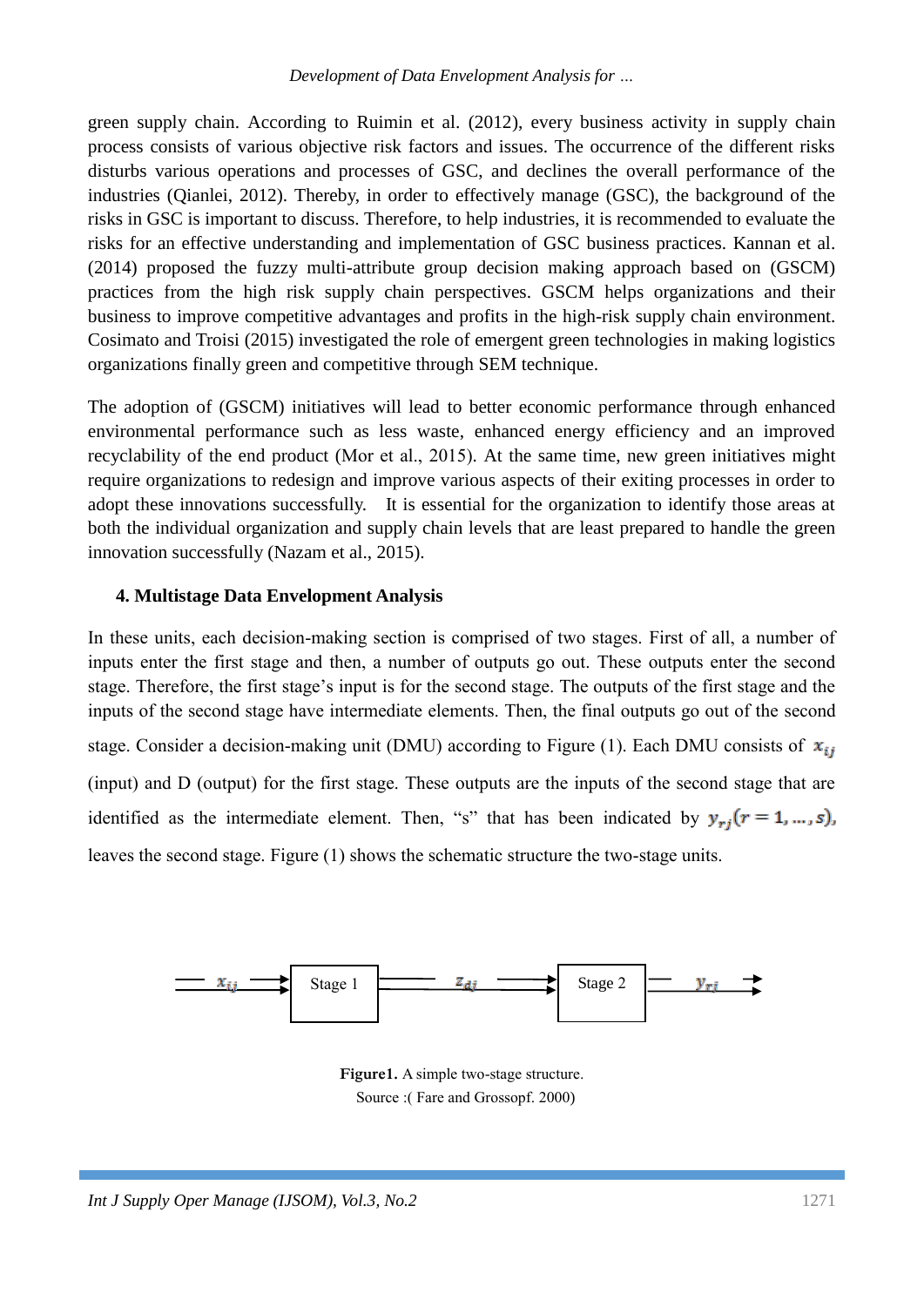green supply chain. According to Ruimin et al. (2012), every business activity in supply chain process consists of various objective risk factors and issues. The occurrence of the different risks disturbs various operations and processes of GSC, and declines the overall performance of the industries (Qianlei, 2012). Thereby, in order to effectively manage (GSC), the background of the risks in GSC is important to discuss. Therefore, to help industries, it is recommended to evaluate the risks for an effective understanding and implementation of GSC business practices. Kannan et al. (2014) proposed the fuzzy multi-attribute group decision making approach based on (GSCM) practices from the high risk supply chain perspectives. GSCM helps organizations and their business to improve competitive advantages and profits in the high-risk supply chain environment. Cosimato and Troisi (2015) investigated the role of emergent green technologies in making logistics organizations finally green and competitive through SEM technique.

The adoption of (GSCM) initiatives will lead to better economic performance through enhanced environmental performance such as less waste, enhanced energy efficiency and an improved recyclability of the end product (Mor et al., 2015). At the same time, new green initiatives might require organizations to redesign and improve various aspects of their exiting processes in order to adopt these innovations successfully. It is essential for the organization to identify those areas at both the individual organization and supply chain levels that are least prepared to handle the green innovation successfully (Nazam et al., 2015).

## 4. Multistage Data Envelopment Analysis

In these units, each decision-making section is comprised of two stages. First of all, a number of inputs enter the first stage and then, a number of outputs go out. These outputs enter the second stage. Therefore, the first stage's input is for the second stage. The outputs of the first stage and the inputs of the second stage have intermediate elements. Then, the final outputs go out of the second stage. Consider a decision-making unit (DMU) according to Figure (1). Each DMU consists of $x_{ij}$ (input) and D (output) for the first stage. These outputs are the inputs of the second stage that are identified as the intermediate element. Then, "s" that has been indicated by $y_{rj}(r = 1, \ldots, s)$, leaves the second stage. Figure (1) shows the schematic structure the two-stage units.

$x_{ij}$ → Stage 1 → $z_{dj}$ → Stage 2 → $y_{rj}$

**Figure1.** A simple two-stage structure.
Source :( Fare and Grossopf. 2000)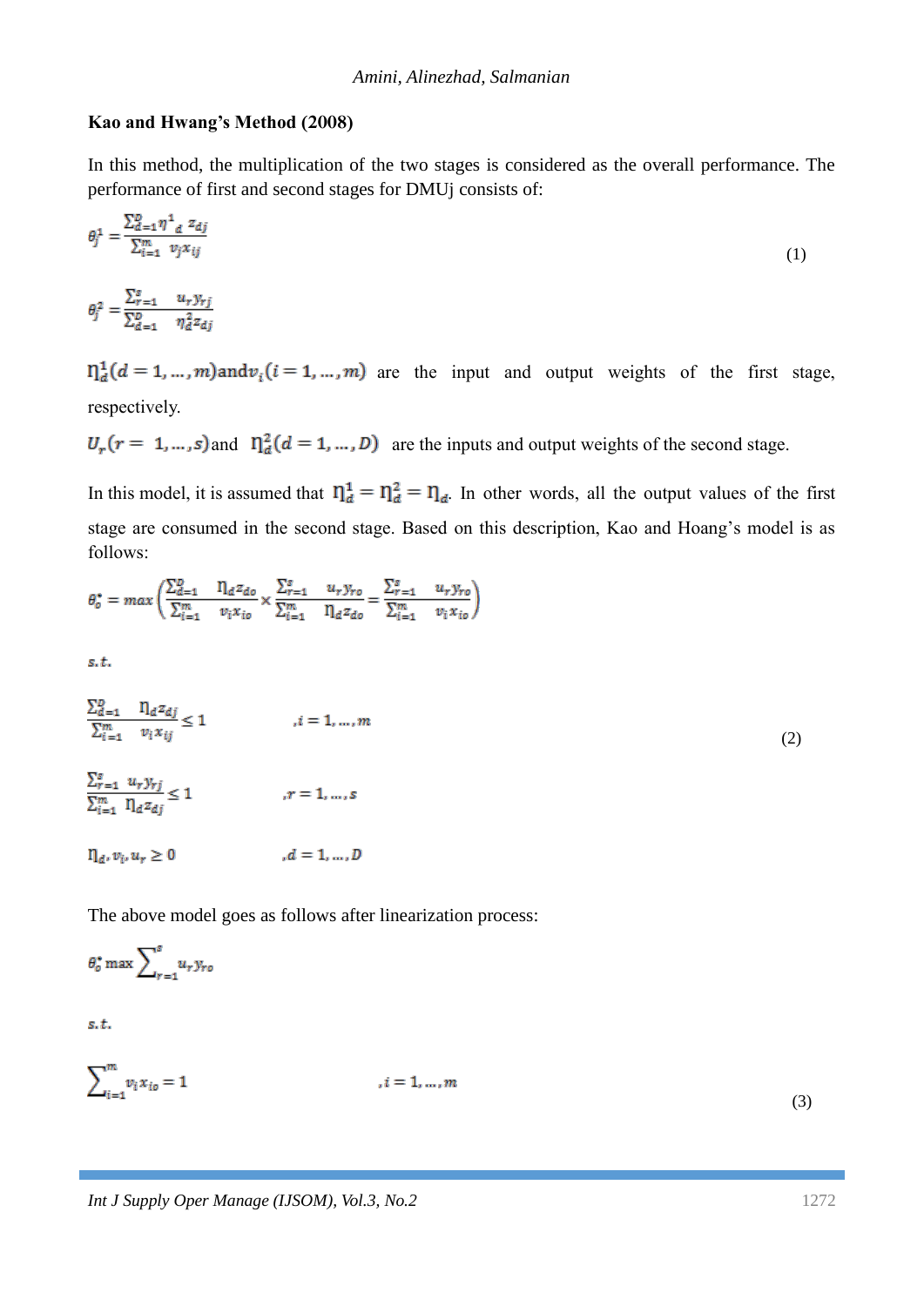**Kao and Hwang's Method (2008)**

In this method, the multiplication of the two stages is considered as the overall performance. The performance of first and second stages for DMUj consists of:

$$\theta_j^1 = \frac{\sum_{d=1}^{D} \eta^1{}_d \, z_{dj}}{\sum_{i=1}^{m} \, v_j x_{ij}} \tag{1}$$

$$\theta_j^2 = \frac{\sum_{r=1}^{s} \, u_r y_{rj}}{\sum_{d=1}^{D} \, \eta_d^2 z_{dj}}$$

$\eta_d^1 (d = 1, \ldots, m)$ and $v_i (i = 1, \ldots, m)$ are the input and output weights of the first stage, respectively.

$U_r (r = 1, \ldots, s)$ and $\eta_d^2 (d = 1, \ldots, D)$ are the inputs and output weights of the second stage.

In this model, it is assumed that $\eta_d^1 = \eta_d^2 = \eta_d$. In other words, all the output values of the first stage are consumed in the second stage. Based on this description, Kao and Hoang's model is as follows:

$$\theta_o^* = max \left( \frac{\sum_{d=1}^{D} \, \eta_d z_{do}}{\sum_{i=1}^{m} \, v_i x_{io}} \times \frac{\sum_{r=1}^{s} \, u_r y_{ro}}{\sum_{i=1}^{m} \, \eta_d z_{do}} = \frac{\sum_{r=1}^{s} \, u_r y_{ro}}{\sum_{i=1}^{m} \, v_i x_{io}} \right)$$

$s.t.$

$$\frac{\sum_{d=1}^{D} \, \eta_d z_{dj}}{\sum_{i=1}^{m} \, v_i x_{ij}} \leq 1 \qquad , i = 1, \ldots, m \tag{2}$$

$$\frac{\sum_{r=1}^{s} \, u_r y_{rj}}{\sum_{i=1}^{m} \, \eta_d z_{dj}} \leq 1 \qquad , r = 1, \ldots, s$$

$$\eta_d, v_i, u_r \geq 0 \qquad , d = 1, \ldots, D$$

The above model goes as follows after linearization process:

$$\theta_o^* \max \sum\nolimits_{r=1}^{s} u_r y_{ro}$$

$s.t.$

$$\sum\nolimits_{i=1}^{m} v_i x_{io} = 1 \qquad , i = 1, \ldots, m \tag{3}$$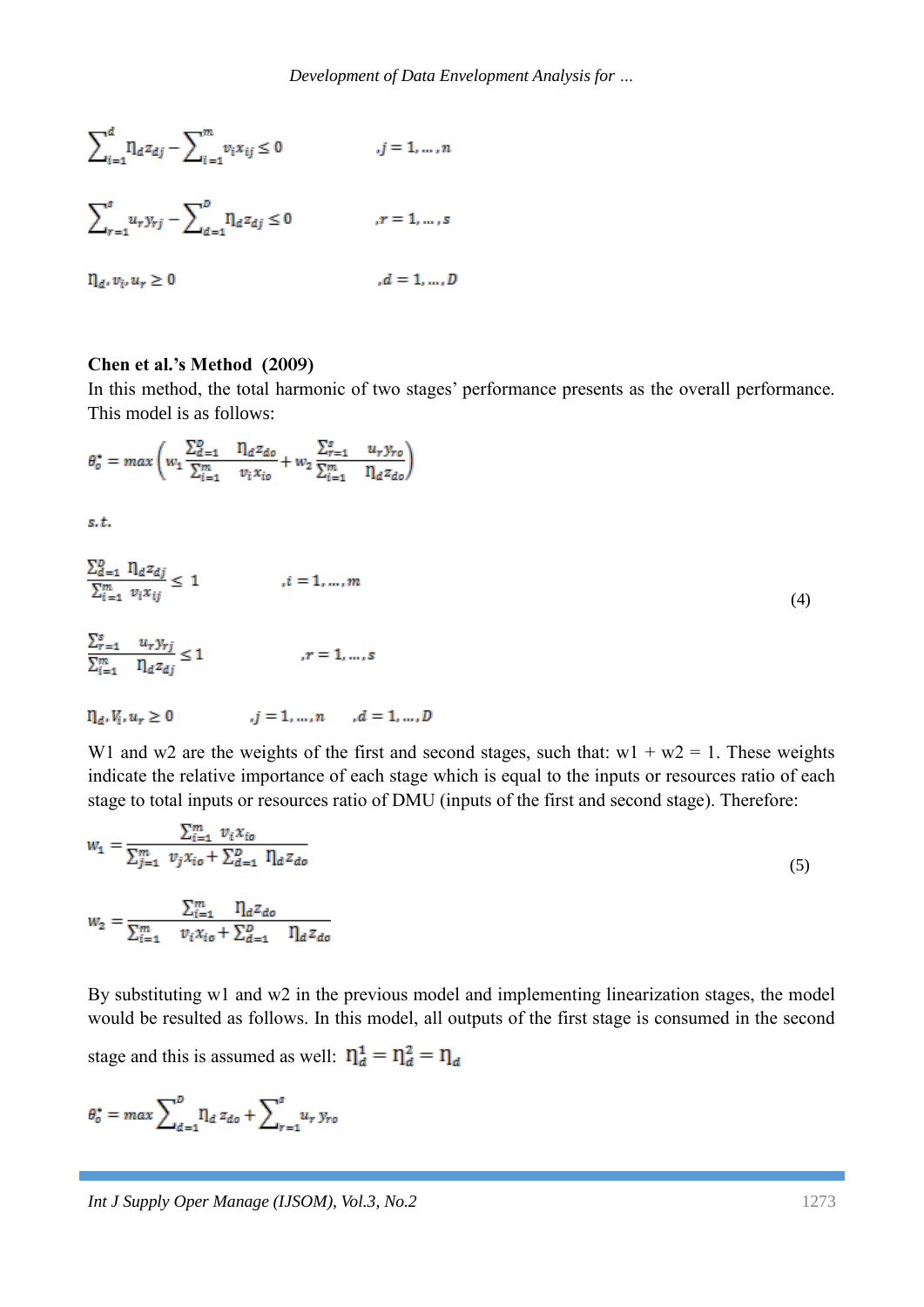$$\sum_{i=1}^{d} \eta_d z_{dj} - \sum_{i=1}^{m} v_i x_{ij} \leq 0 \qquad ,j = 1, \dots, n$$

$$\sum_{r=1}^{s} u_r y_{rj} - \sum_{d=1}^{D} \eta_d z_{dj} \leq 0 \qquad ,r = 1, \dots, s$$

$$\eta_d, v_i, u_r \geq 0 \qquad ,d = 1, \dots, D$$

**Chen et al.'s Method (2009)**

In this method, the total harmonic of two stages' performance presents as the overall performance. This model is as follows:

$$\theta_o^* = max\left(w_1 \frac{\sum_{d=1}^{D} \eta_d z_{do}}{\sum_{i=1}^{m} v_i x_{io}} + w_2 \frac{\sum_{r=1}^{s} u_r y_{ro}}{\sum_{i=1}^{m} \eta_d z_{do}}\right)$$

$s.t.$

$$\frac{\sum_{d=1}^{D} \eta_d z_{dj}}{\sum_{i=1}^{m} v_i x_{ij}} \leq 1 \qquad ,i = 1, \dots, m \tag{4}$$

$$\frac{\sum_{r=1}^{s} u_r y_{rj}}{\sum_{i=1}^{m} \eta_d z_{dj}} \leq 1 \qquad ,r = 1, \dots, s$$

$$\eta_d, V_i, u_r \geq 0 \qquad ,j = 1, \dots, n \qquad ,d = 1, \dots, D$$

W1 and w2 are the weights of the first and second stages, such that: w1 + w2 = 1. These weights indicate the relative importance of each stage which is equal to the inputs or resources ratio of each stage to total inputs or resources ratio of DMU (inputs of the first and second stage). Therefore:

$$w_1 = \frac{\sum_{i=1}^{m} v_i x_{io}}{\sum_{j=1}^{m} v_j x_{io} + \sum_{d=1}^{D} \eta_d z_{do}} \tag{5}$$

$$w_2 = \frac{\sum_{i=1}^{m} \eta_d z_{do}}{\sum_{i=1}^{m} v_i x_{io} + \sum_{d=1}^{D} \eta_d z_{do}}$$

By substituting w1 and w2 in the previous model and implementing linearization stages, the model would be resulted as follows. In this model, all outputs of the first stage is consumed in the second stage and this is assumed as well: $\eta_d^1 = \eta_d^2 = \eta_d$

$$\theta_o^* = max \sum_{d=1}^{D} \eta_d z_{do} + \sum_{r=1}^{s} u_r y_{ro}$$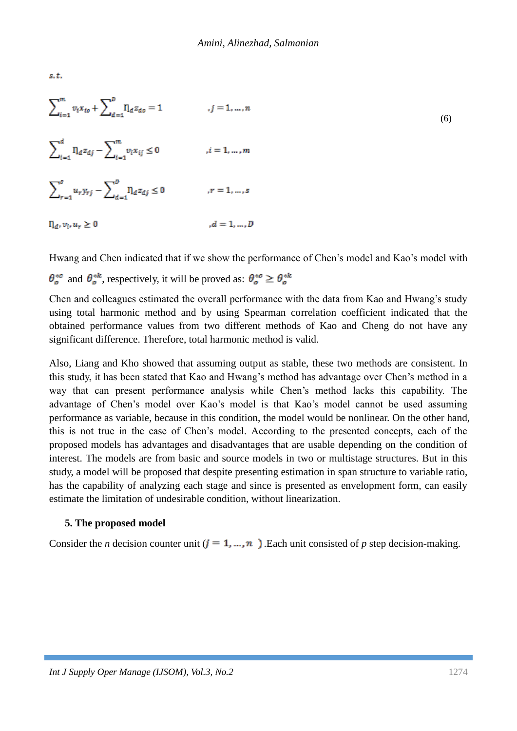$s.t.$

$$
\begin{aligned}
&\sum_{i=1}^{m} v_i x_{io} + \sum_{d=1}^{D} \eta_d z_{do} = 1 && ,j = 1, \dots, n \\
&\sum_{i=1}^{d} \eta_d z_{dj} - \sum_{i=1}^{m} v_i x_{ij} \leq 0 && ,i = 1, \dots, m \\
&\sum_{r=1}^{s} u_r y_{rj} - \sum_{d=1}^{D} \eta_d z_{dj} \leq 0 && ,r = 1, \dots, s \\
&\eta_d, v_i, u_r \geq 0 && ,d = 1, \dots, D
\end{aligned}
\tag{6}
$$

Hwang and Chen indicated that if we show the performance of Chen's model and Kao's model with $\theta_o^{*c}$ and $\theta_o^{*k}$, respectively, it will be proved as: $\theta_o^{*c} \geq \theta_o^{*k}$

Chen and colleagues estimated the overall performance with the data from Kao and Hwang's study using total harmonic method and by using Spearman correlation coefficient indicated that the obtained performance values from two different methods of Kao and Cheng do not have any significant difference. Therefore, total harmonic method is valid.

Also, Liang and Kho showed that assuming output as stable, these two methods are consistent. In this study, it has been stated that Kao and Hwang's method has advantage over Chen's method in a way that can present performance analysis while Chen's method lacks this capability. The advantage of Chen's model over Kao's model is that Kao's model cannot be used assuming performance as variable, because in this condition, the model would be nonlinear. On the other hand, this is not true in the case of Chen's model. According to the presented concepts, each of the proposed models has advantages and disadvantages that are usable depending on the condition of interest. The models are from basic and source models in two or multistage structures. But in this study, a model will be proposed that despite presenting estimation in span structure to variable ratio, has the capability of analyzing each stage and since is presented as envelopment form, can easily estimate the limitation of undesirable condition, without linearization.

## 5. The proposed model

Consider the *n* decision counter unit ($j = 1, \dots, n$ ).Each unit consisted of *p* step decision-making.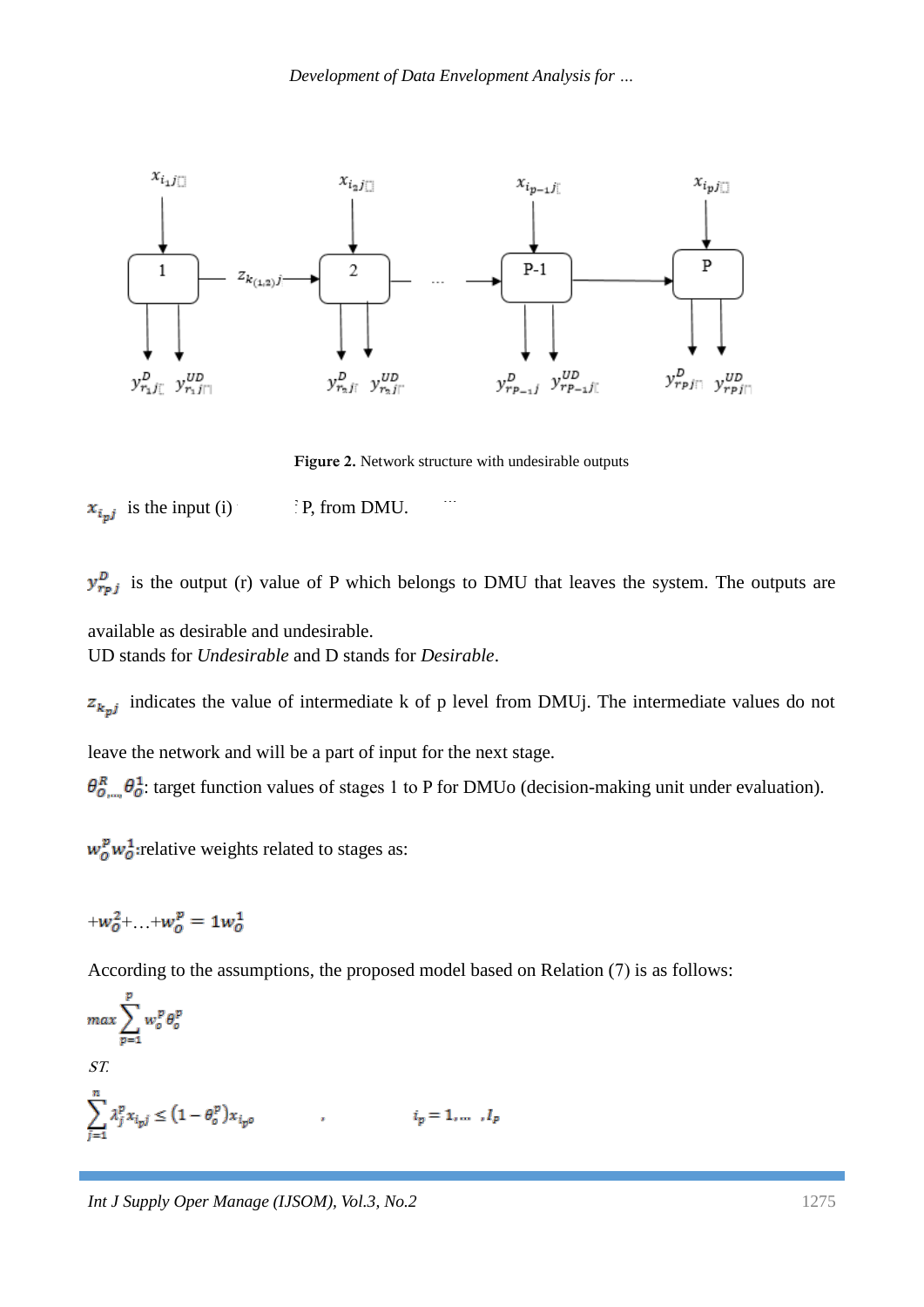**Figure 2.** Network structure with undesirable outputs

$x_{i_pj}$ is the input (i) P, from DMU.

$y^{D}_{r_pj}$ is the output (r) value of P which belongs to DMU that leaves the system. The outputs are available as desirable and undesirable.

UD stands for *Undesirable* and D stands for *Desirable*.

$z_{k_pj}$ indicates the value of intermediate k of p level from DMUj. The intermediate values do not leave the network and will be a part of input for the next stage.

$\theta^{R}_{O,\dots,}\theta^{1}_{O}$: target function values of stages 1 to P for DMUo (decision-making unit under evaluation).

$w^{p}_{O}w^{1}_{O}$:relative weights related to stages as:

$$+w^{2}_{O}+\dots+w^{p}_{O}=1w^{1}_{O}$$

According to the assumptions, the proposed model based on Relation (7) is as follows:

$$max\sum_{p=1}^{p}w^{p}_{o}\theta^{p}_{o}$$

*ST.*

$$\sum_{j=1}^{n}\lambda^{p}_{j}x_{i_pj}\leq(1-\theta^{p}_{o})x_{i_po} \quad , \quad i_p=1,\dots,I_p$$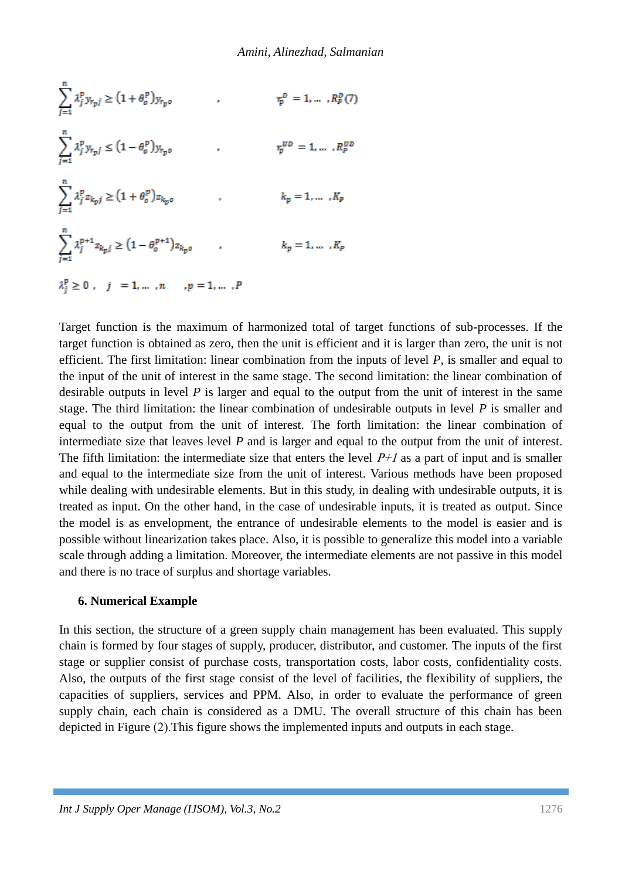$$\sum_{j=1}^{n} \lambda_j^p y_{r_p j} \geq \left(1+\theta_o^p\right) y_{r_p o} \qquad , \qquad r_p^D = 1, \dots, R_p^D \quad (7)$$

$$\sum_{j=1}^{n} \lambda_j^p y_{r_p j} \leq \left(1-\theta_o^p\right) y_{r_p o} \qquad , \qquad r_p^{UD} = 1, \dots, R_p^{UD}$$

$$\sum_{j=1}^{n} \lambda_j^p z_{k_p j} \geq \left(1+\theta_o^p\right) z_{k_p o} \qquad , \qquad k_p = 1, \dots, K_p$$

$$\sum_{j=1}^{n} \lambda_j^{p+1} z_{k_p j} \geq \left(1-\theta_o^{p+1}\right) z_{k_p o} \qquad , \qquad k_p = 1, \dots, K_p$$

$$\lambda_j^p \geq 0 \, , \quad j = 1, \dots, n \qquad , p = 1, \dots, P$$

Target function is the maximum of harmonized total of target functions of sub-processes. If the target function is obtained as zero, then the unit is efficient and it is larger than zero, the unit is not efficient. The first limitation: linear combination from the inputs of level *P*, is smaller and equal to the input of the unit of interest in the same stage. The second limitation: the linear combination of desirable outputs in level *P* is larger and equal to the output from the unit of interest in the same stage. The third limitation: the linear combination of undesirable outputs in level *P* is smaller and equal to the output from the unit of interest. The forth limitation: the linear combination of intermediate size that leaves level *P* and is larger and equal to the output from the unit of interest. The fifth limitation: the intermediate size that enters the level *P+1* as a part of input and is smaller and equal to the intermediate size from the unit of interest. Various methods have been proposed while dealing with undesirable elements. But in this study, in dealing with undesirable outputs, it is treated as input. On the other hand, in the case of undesirable inputs, it is treated as output. Since the model is as envelopment, the entrance of undesirable elements to the model is easier and is possible without linearization takes place. Also, it is possible to generalize this model into a variable scale through adding a limitation. Moreover, the intermediate elements are not passive in this model and there is no trace of surplus and shortage variables.

## 6. Numerical Example

In this section, the structure of a green supply chain management has been evaluated. This supply chain is formed by four stages of supply, producer, distributor, and customer. The inputs of the first stage or supplier consist of purchase costs, transportation costs, labor costs, confidentiality costs. Also, the outputs of the first stage consist of the level of facilities, the flexibility of suppliers, the capacities of suppliers, services and PPM. Also, in order to evaluate the performance of green supply chain, each chain is considered as a DMU. The overall structure of this chain has been depicted in Figure (2).This figure shows the implemented inputs and outputs in each stage.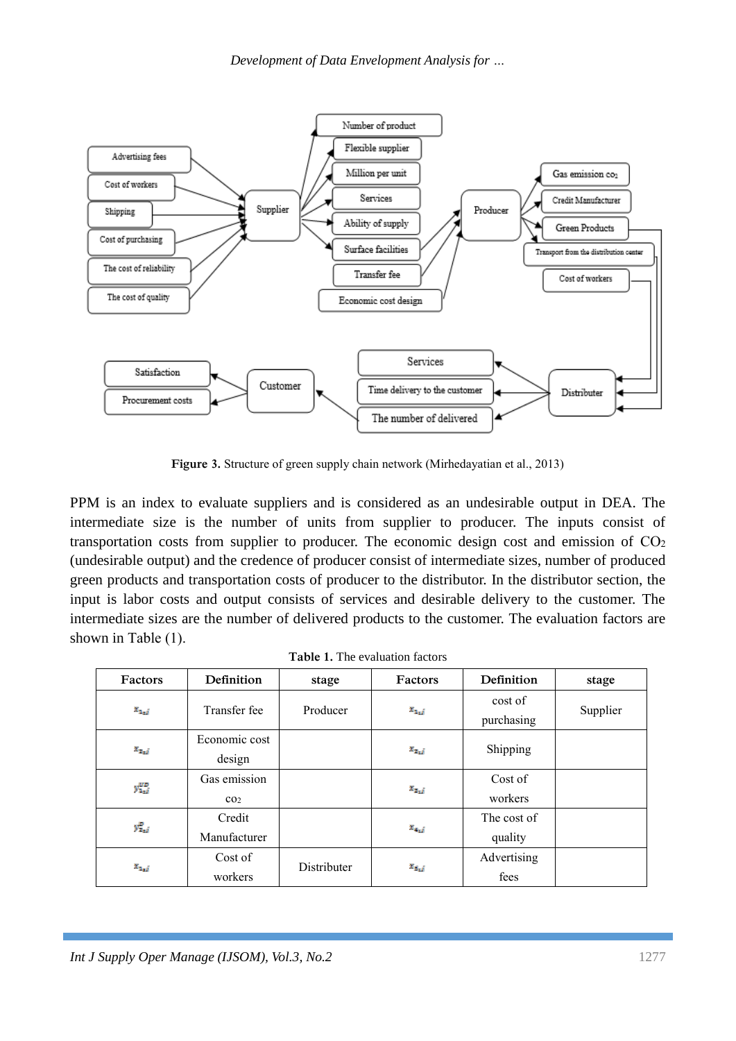**Figure 3.** Structure of green supply chain network (Mirhedayatian et al., 2013)

PPM is an index to evaluate suppliers and is considered as an undesirable output in DEA. The intermediate size is the number of units from supplier to producer. The inputs consist of transportation costs from supplier to producer. The economic design cost and emission of $CO_2$ (undesirable output) and the credence of producer consist of intermediate sizes, number of produced green products and transportation costs of producer to the distributor. In the distributor section, the input is labor costs and output consists of services and desirable delivery to the customer. The intermediate sizes are the number of delivered products to the customer. The evaluation factors are shown in Table (1).

**Table 1.** The evaluation factors

| Factors | Definition | stage | Factors | Definition | stage |
|---|---|---|---|---|---|
| $x_{1zj}$ | Transfer fee | Producer | $x_{1zj}$ | cost of purchasing | Supplier |
| $x_{2zj}$ | Economic cost design | | $x_{2zj}$ | Shipping | |
| $y^{UD}_{1zj}$ | Gas emission $co_2$ | | $x_{3zj}$ | Cost of workers | |
| $y^{D}_{1zj}$ | Credit Manufacturer | | $x_{4zj}$ | The cost of quality | |
| $x_{1zj}$ | Cost of workers | Distributer | $x_{5zj}$ | Advertising fees | |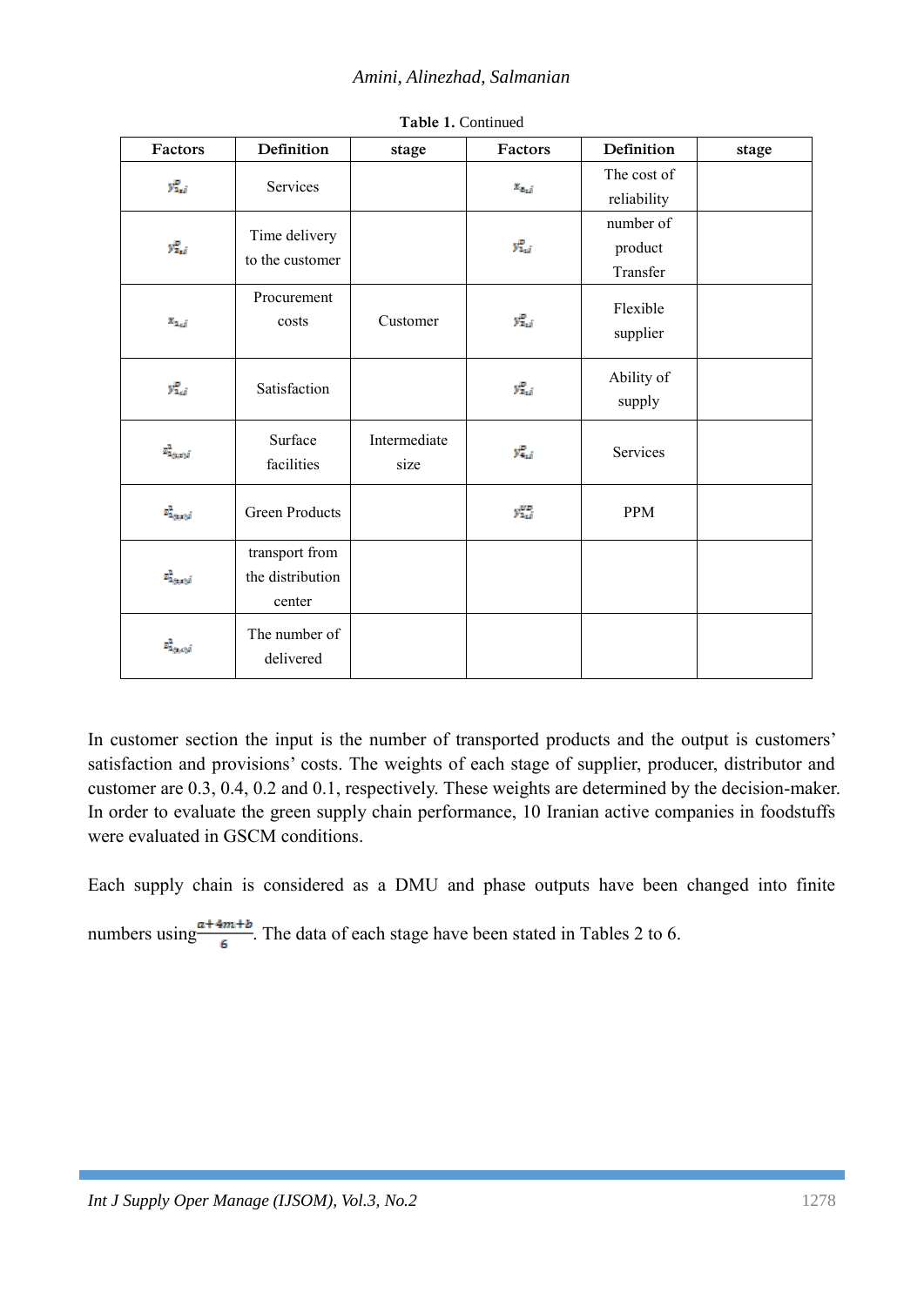**Table 1.** Continued

| Factors | Definition | stage | Factors | Definition | stage |
|---|---|---|---|---|---|
| $y_{3sj}^{p}$ | Services | | $x_{8sj}$ | The cost of reliability | |
| $y_{2sj}^{p}$ | Time delivery to the customer | | $y_{1sj}^{p}$ | number of product Transfer | |
| $x_{1sj}$ | Procurement costs | Customer | $y_{2sj}^{p}$ | Flexible supplier | |
| $y_{1sj}^{p}$ | Satisfaction | | $y_{3sj}^{p}$ | Ability of supply | |
| $z_{1(s,r)j}^{1}$ | Surface facilities | Intermediate size | $y_{4sj}^{p}$ | Services | |
| $z_{1(s,r)j}^{1}$ | Green Products | | $y_{1sj}^{UD}$ | PPM | |
| $z_{1(s,r)j}^{1}$ | transport from the distribution center | | | | |
| $z_{1(s,r)j}^{1}$ | The number of delivered | | | | |

In customer section the input is the number of transported products and the output is customers' satisfaction and provisions' costs. The weights of each stage of supplier, producer, distributor and customer are 0.3, 0.4, 0.2 and 0.1, respectively. These weights are determined by the decision-maker. In order to evaluate the green supply chain performance, 10 Iranian active companies in foodstuffs were evaluated in GSCM conditions.

Each supply chain is considered as a DMU and phase outputs have been changed into finite numbers using $\frac{a+4m+b}{6}$. The data of each stage have been stated in Tables 2 to 6.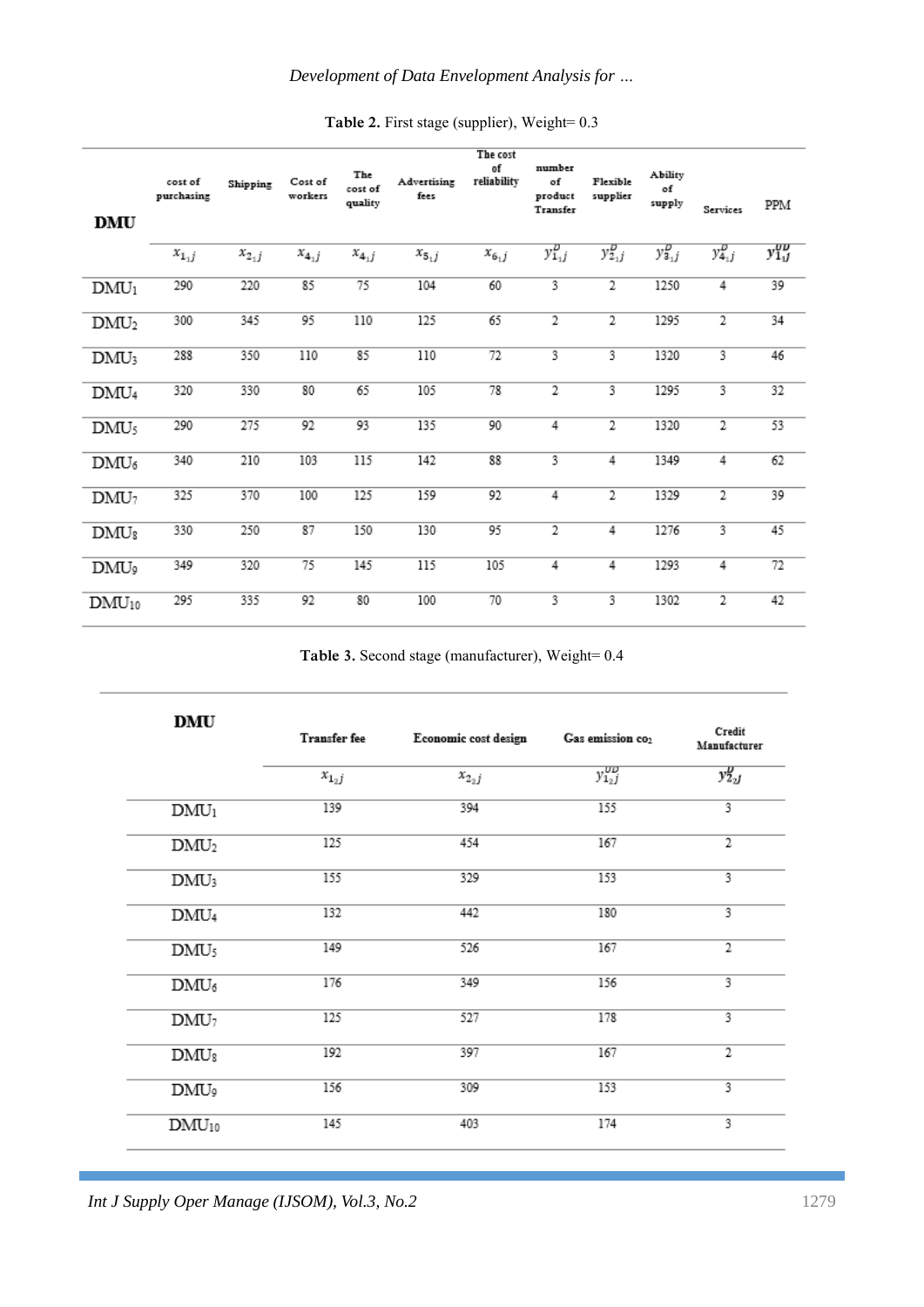**Table 2.** First stage (supplier), Weight= 0.3

| DMU | cost of purchasing | Shipping | Cost of workers | The cost of quality | Advertising fees | The cost of reliability | number of product Transfer | Flexible supplier | Ability of supply | Services | PPM |
|---|---|---|---|---|---|---|---|---|---|---|---|
| | $x_{1_1 j}$ | $x_{2_1 j}$ | $x_{4_1 j}$ | $x_{4_1 j}$ | $x_{5_1 j}$ | $x_{6_1 j}$ | $y_{1_1 j}^{D}$ | $y_{2_1 j}^{D}$ | $y_{3_1 j}^{D}$ | $y_{4_1 j}^{D}$ | $y_{1_1 j}^{UD}$ |
| DMU1 | 290 | 220 | 85 | 75 | 104 | 60 | 3 | 2 | 1250 | 4 | 39 |
| DMU2 | 300 | 345 | 95 | 110 | 125 | 65 | 2 | 2 | 1295 | 2 | 34 |
| DMU3 | 288 | 350 | 110 | 85 | 110 | 72 | 3 | 3 | 1320 | 3 | 46 |
| DMU4 | 320 | 330 | 80 | 65 | 105 | 78 | 2 | 3 | 1295 | 3 | 32 |
| DMU5 | 290 | 275 | 92 | 93 | 135 | 90 | 4 | 2 | 1320 | 2 | 53 |
| DMU6 | 340 | 210 | 103 | 115 | 142 | 88 | 3 | 4 | 1349 | 4 | 62 |
| DMU7 | 325 | 370 | 100 | 125 | 159 | 92 | 4 | 2 | 1329 | 2 | 39 |
| DMU8 | 330 | 250 | 87 | 150 | 130 | 95 | 2 | 4 | 1276 | 3 | 45 |
| DMU9 | 349 | 320 | 75 | 145 | 115 | 105 | 4 | 4 | 1293 | 4 | 72 |
| DMU10 | 295 | 335 | 92 | 80 | 100 | 70 | 3 | 3 | 1302 | 2 | 42 |

**Table 3.** Second stage (manufacturer), Weight= 0.4

| DMU | Transfer fee | Economic cost design | Gas emission $co_2$ | Credit Manufacturer |
|---|---|---|---|---|
| | $x_{1_2 j}$ | $x_{2_2 j}$ | $y_{1_2 j}^{UD}$ | $y_{2_2 j}^{D}$ |
| DMU1 | 139 | 394 | 155 | 3 |
| DMU2 | 125 | 454 | 167 | 2 |
| DMU3 | 155 | 329 | 153 | 3 |
| DMU4 | 132 | 442 | 180 | 3 |
| DMU5 | 149 | 526 | 167 | 2 |
| DMU6 | 176 | 349 | 156 | 3 |
| DMU7 | 125 | 527 | 178 | 3 |
| DMU8 | 192 | 397 | 167 | 2 |
| DMU9 | 156 | 309 | 153 | 3 |
| DMU10 | 145 | 403 | 174 | 3 |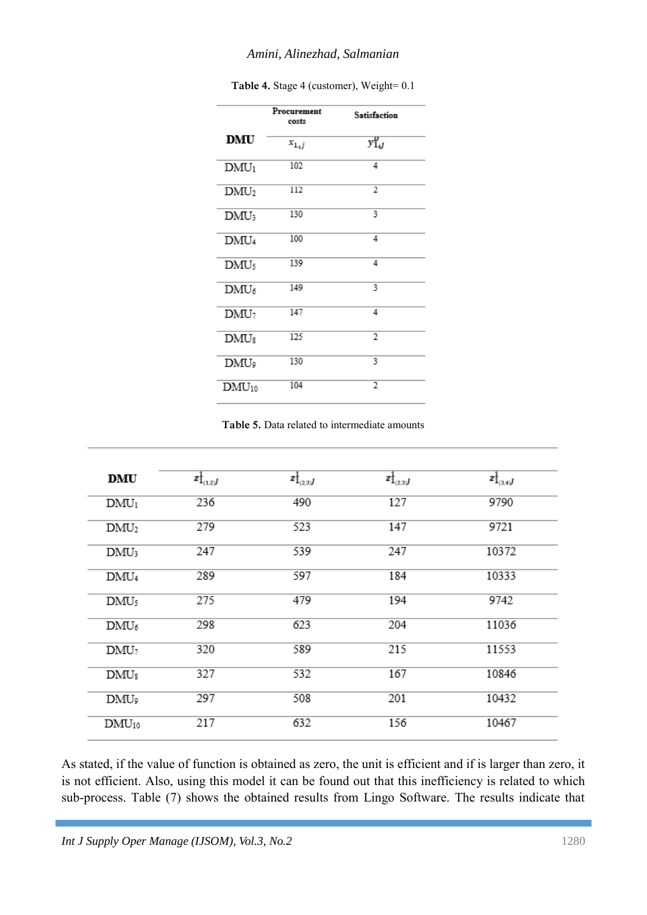**Table 4.** Stage 4 (customer), Weight= 0.1

| DMU | Procurement costs | Satisfaction |
|---|---|---|
| | $x_{1_4 j}$ | $y^{D}_{1_4 J}$ |
| DMU1 | 102 | 4 |
| DMU2 | 112 | 2 |
| DMU3 | 130 | 3 |
| DMU4 | 100 | 4 |
| DMU5 | 139 | 4 |
| DMU6 | 149 | 3 |
| DMU7 | 147 | 4 |
| DMU8 | 125 | 2 |
| DMU9 | 130 | 3 |
| DMU10 | 104 | 2 |

**Table 5.** Data related to intermediate amounts

| DMU | $z^{1}_{1_{(1,2)} J}$ | $z^{1}_{1_{(2,3)} J}$ | $z^{1}_{1_{(2,3)} J}$ | $z^{1}_{1_{(3,4)} J}$ |
|---|---|---|---|---|
| DMU1 | 236 | 490 | 127 | 9790 |
| DMU2 | 279 | 523 | 147 | 9721 |
| DMU3 | 247 | 539 | 247 | 10372 |
| DMU4 | 289 | 597 | 184 | 10333 |
| DMU5 | 275 | 479 | 194 | 9742 |
| DMU6 | 298 | 623 | 204 | 11036 |
| DMU7 | 320 | 589 | 215 | 11553 |
| DMU8 | 327 | 532 | 167 | 10846 |
| DMU9 | 297 | 508 | 201 | 10432 |
| DMU10 | 217 | 632 | 156 | 10467 |

As stated, if the value of function is obtained as zero, the unit is efficient and if is larger than zero, it is not efficient. Also, using this model it can be found out that this inefficiency is related to which sub-process. Table (7) shows the obtained results from Lingo Software. The results indicate that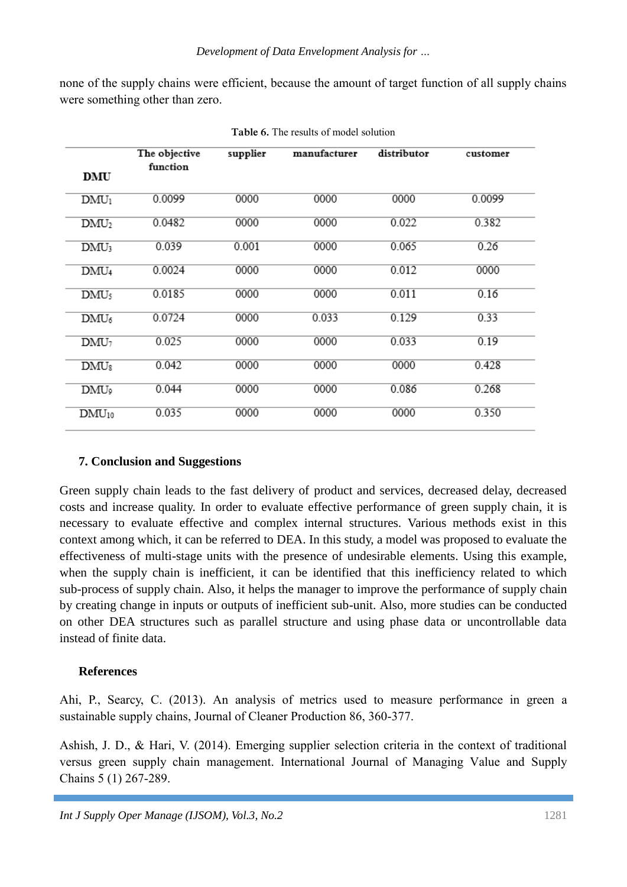none of the supply chains were efficient, because the amount of target function of all supply chains were something other than zero.

**Table 6.** The results of model solution

| DMU | The objective function | supplier | manufacturer | distributor | customer |
|---|---|---|---|---|---|
| $DMU_1$ | 0.0099 | 0000 | 0000 | 0000 | 0.0099 |
| $DMU_2$ | 0.0482 | 0000 | 0000 | 0.022 | 0.382 |
| $DMU_3$ | 0.039 | 0.001 | 0000 | 0.065 | 0.26 |
| $DMU_4$ | 0.0024 | 0000 | 0000 | 0.012 | 0000 |
| $DMU_5$ | 0.0185 | 0000 | 0000 | 0.011 | 0.16 |
| $DMU_6$ | 0.0724 | 0000 | 0.033 | 0.129 | 0.33 |
| $DMU_7$ | 0.025 | 0000 | 0000 | 0.033 | 0.19 |
| $DMU_8$ | 0.042 | 0000 | 0000 | 0000 | 0.428 |
| $DMU_9$ | 0.044 | 0000 | 0000 | 0.086 | 0.268 |
| $DMU_{10}$ | 0.035 | 0000 | 0000 | 0000 | 0.350 |

## 7. Conclusion and Suggestions

Green supply chain leads to the fast delivery of product and services, decreased delay, decreased costs and increase quality. In order to evaluate effective performance of green supply chain, it is necessary to evaluate effective and complex internal structures. Various methods exist in this context among which, it can be referred to DEA. In this study, a model was proposed to evaluate the effectiveness of multi-stage units with the presence of undesirable elements. Using this example, when the supply chain is inefficient, it can be identified that this inefficiency related to which sub-process of supply chain. Also, it helps the manager to improve the performance of supply chain by creating change in inputs or outputs of inefficient sub-unit. Also, more studies can be conducted on other DEA structures such as parallel structure and using phase data or uncontrollable data instead of finite data.

## References

Ahi, P., Searcy, C. (2013). An analysis of metrics used to measure performance in green a sustainable supply chains, Journal of Cleaner Production 86, 360-377.

Ashish, J. D., & Hari, V. (2014). Emerging supplier selection criteria in the context of traditional versus green supply chain management. International Journal of Managing Value and Supply Chains 5 (1) 267-289.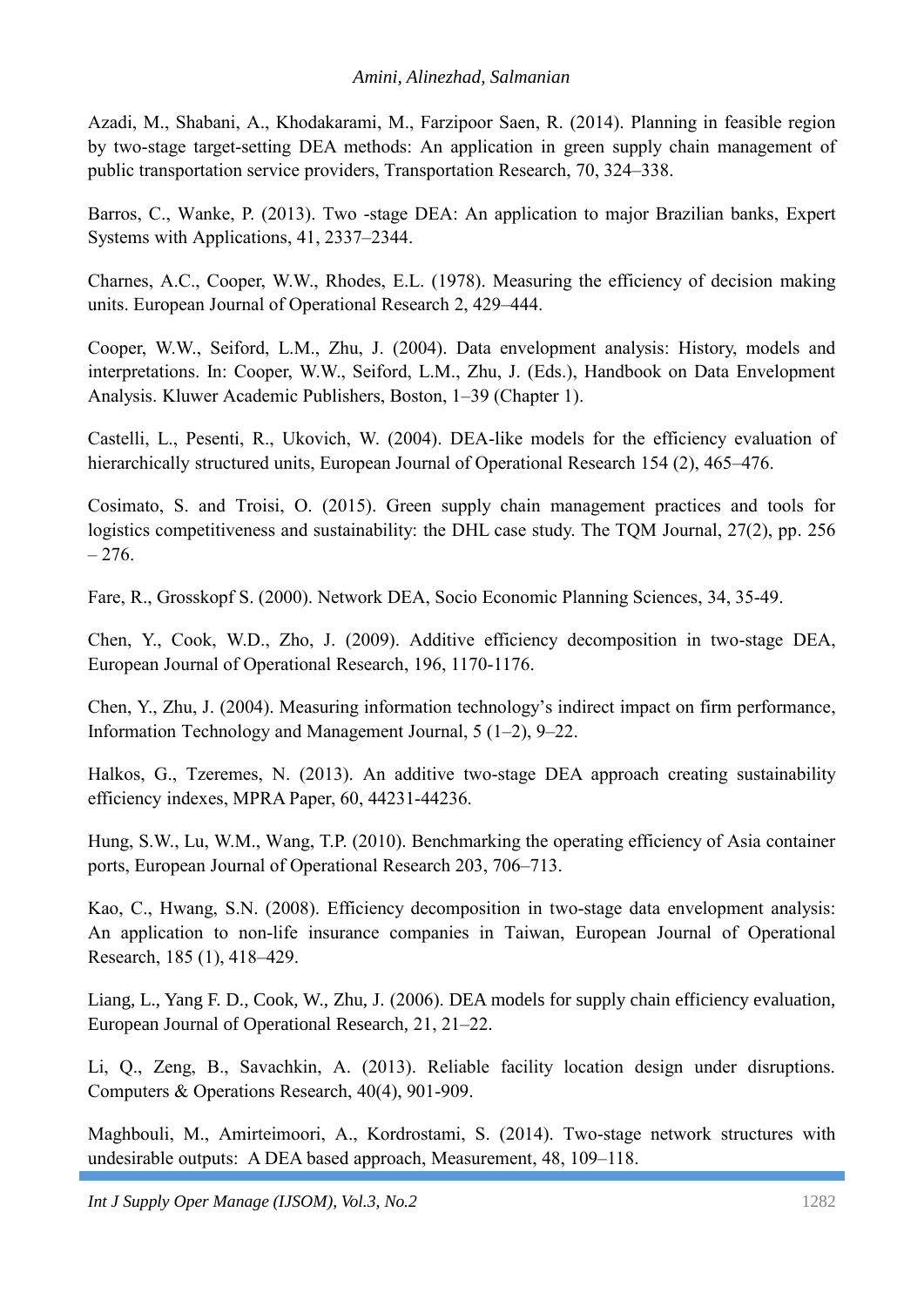Azadi, M., Shabani, A., Khodakarami, M., Farzipoor Saen, R. (2014). Planning in feasible region by two-stage target-setting DEA methods: An application in green supply chain management of public transportation service providers, Transportation Research, 70, 324–338.

Barros, C., Wanke, P. (2013). Two -stage DEA: An application to major Brazilian banks, Expert Systems with Applications, 41, 2337–2344.

Charnes, A.C., Cooper, W.W., Rhodes, E.L. (1978). Measuring the efficiency of decision making units. European Journal of Operational Research 2, 429–444.

Cooper, W.W., Seiford, L.M., Zhu, J. (2004). Data envelopment analysis: History, models and interpretations. In: Cooper, W.W., Seiford, L.M., Zhu, J. (Eds.), Handbook on Data Envelopment Analysis. Kluwer Academic Publishers, Boston, 1–39 (Chapter 1).

Castelli, L., Pesenti, R., Ukovich, W. (2004). DEA-like models for the efficiency evaluation of hierarchically structured units, European Journal of Operational Research 154 (2), 465–476.

Cosimato, S. and Troisi, O. (2015). Green supply chain management practices and tools for logistics competitiveness and sustainability: the DHL case study. The TQM Journal, 27(2), pp. 256 – 276.

Fare, R., Grosskopf S. (2000). Network DEA, Socio Economic Planning Sciences, 34, 35-49.

Chen, Y., Cook, W.D., Zho, J. (2009). Additive efficiency decomposition in two-stage DEA, European Journal of Operational Research, 196, 1170-1176.

Chen, Y., Zhu, J. (2004). Measuring information technology's indirect impact on firm performance, Information Technology and Management Journal, 5 (1–2), 9–22.

Halkos, G., Tzeremes, N. (2013). An additive two-stage DEA approach creating sustainability efficiency indexes, MPRA Paper, 60, 44231-44236.

Hung, S.W., Lu, W.M., Wang, T.P. (2010). Benchmarking the operating efficiency of Asia container ports, European Journal of Operational Research 203, 706–713.

Kao, C., Hwang, S.N. (2008). Efficiency decomposition in two-stage data envelopment analysis: An application to non-life insurance companies in Taiwan, European Journal of Operational Research, 185 (1), 418–429.

Liang, L., Yang F. D., Cook, W., Zhu, J. (2006). DEA models for supply chain efficiency evaluation, European Journal of Operational Research, 21, 21–22.

Li, Q., Zeng, B., Savachkin, A. (2013). Reliable facility location design under disruptions. Computers & Operations Research, 40(4), 901-909.

Maghbouli, M., Amirteimoori, A., Kordrostami, S. (2014). Two-stage network structures with undesirable outputs: A DEA based approach, Measurement, 48, 109–118.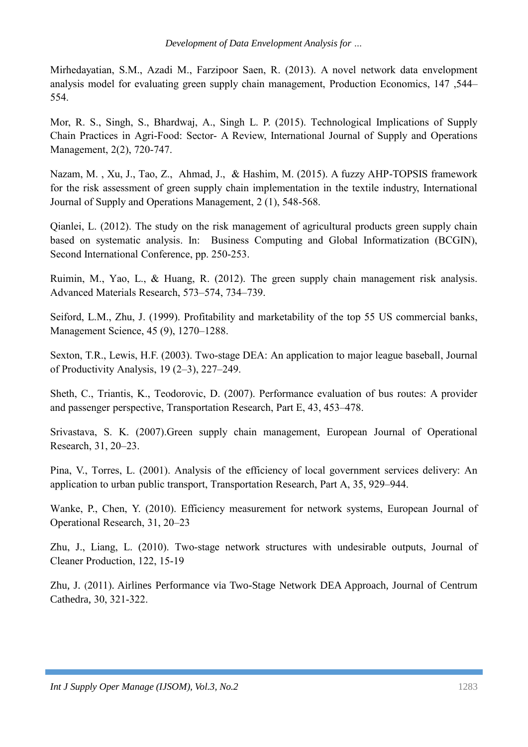Mirhedayatian, S.M., Azadi M., Farzipoor Saen, R. (2013). A novel network data envelopment analysis model for evaluating green supply chain management, Production Economics, 147 ,544–554.

Mor, R. S., Singh, S., Bhardwaj, A., Singh L. P. (2015). Technological Implications of Supply Chain Practices in Agri-Food: Sector- A Review, International Journal of Supply and Operations Management, 2(2), 720-747.

Nazam, M. , Xu, J., Tao, Z., Ahmad, J., & Hashim, M. (2015). A fuzzy AHP-TOPSIS framework for the risk assessment of green supply chain implementation in the textile industry, International Journal of Supply and Operations Management, 2 (1), 548-568.

Qianlei, L. (2012). The study on the risk management of agricultural products green supply chain based on systematic analysis. In: Business Computing and Global Informatization (BCGIN), Second International Conference, pp. 250-253.

Ruimin, M., Yao, L., & Huang, R. (2012). The green supply chain management risk analysis. Advanced Materials Research, 573–574, 734–739.

Seiford, L.M., Zhu, J. (1999). Profitability and marketability of the top 55 US commercial banks, Management Science, 45 (9), 1270–1288.

Sexton, T.R., Lewis, H.F. (2003). Two-stage DEA: An application to major league baseball, Journal of Productivity Analysis, 19 (2–3), 227–249.

Sheth, C., Triantis, K., Teodorovic, D. (2007). Performance evaluation of bus routes: A provider and passenger perspective, Transportation Research, Part E, 43, 453–478.

Srivastava, S. K. (2007).Green supply chain management, European Journal of Operational Research, 31, 20–23.

Pina, V., Torres, L. (2001). Analysis of the efficiency of local government services delivery: An application to urban public transport, Transportation Research, Part A, 35, 929–944.

Wanke, P., Chen, Y. (2010). Efficiency measurement for network systems, European Journal of Operational Research, 31, 20–23

Zhu, J., Liang, L. (2010). Two-stage network structures with undesirable outputs, Journal of Cleaner Production, 122, 15-19

Zhu, J. (2011). Airlines Performance via Two-Stage Network DEA Approach, Journal of Centrum Cathedra, 30, 321-322.